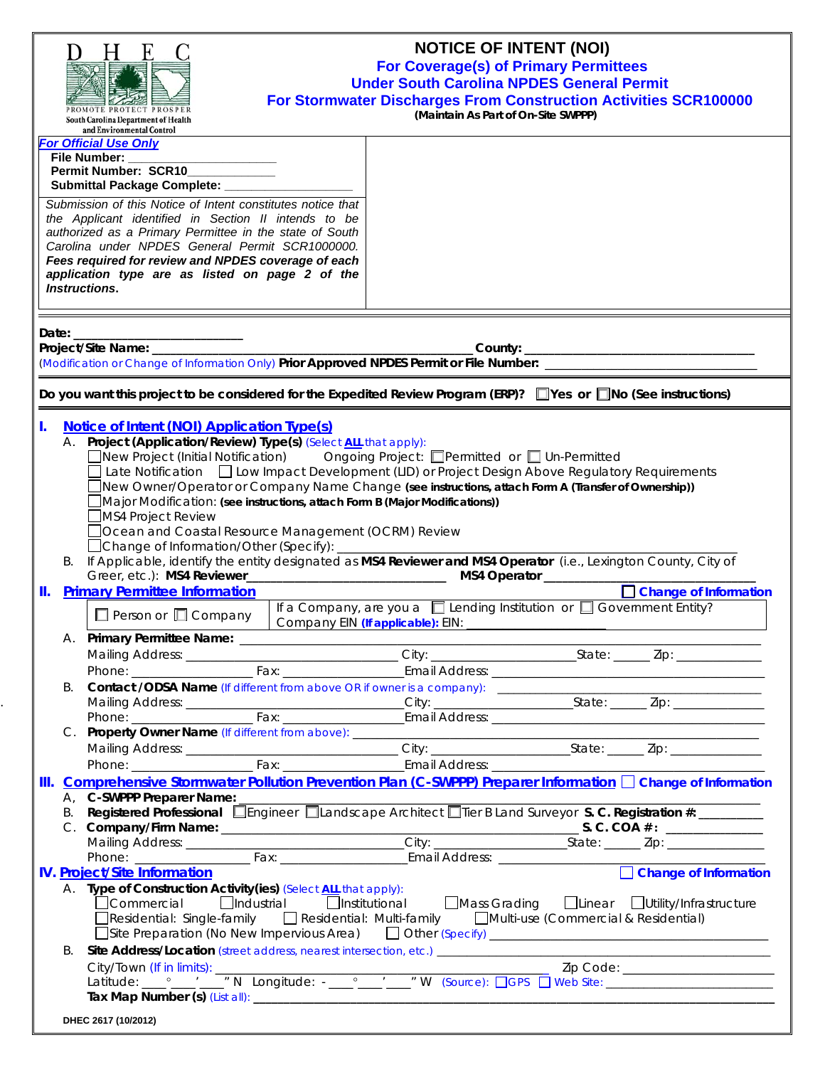DHEC

PROMOTE PROTECT PROSPER

South Carolina Department of Health and Environmental Control

# NOTICE OF INTENT (NOI)

## For Coverage(s) of Primary Permittees Under South Carolina NPDES General Permit For Stormwater Discharges From Construction Activities SCR100000

**(Maintain As Part of On-Site SWPPP)**

*For Official Use Only*

**File Number:** ____________________

**Permit Number: SCR10**____________

**Submittal Package Complete:** __________________

*Submission of this Notice of Intent constitutes notice that the Applicant identified in Section II intends to be authorized as a Primary Permittee in the state of South Carolina under NPDES General Permit SCR1000000.* ***Fees required for review and NPDES coverage of each application type are as listed on page 2 of the Instructions.***

**Date:** ________________________

**Project/Site Name:** ______________________________________________ **County:** ________________________________

(Modification or Change of Information Only) **Prior Approved NPDES Permit or File Number:** ______________________________

**Do you want this project to be considered for the Expedited Review Program (ERP)?** ☐ **Yes or** ☐ **No (See instructions)**

## I. Notice of Intent (NOI) Application Type(s)

A. **Project (Application/Review) Type(s)** (Select **ALL** that apply):

☐ New Project (Initial Notification) Ongoing Project: ☐ Permitted or ☐ Un-Permitted

☐ Late Notification ☐ Low Impact Development (LID) or Project Design Above Regulatory Requirements

☐ New Owner/Operator or Company Name Change **(see instructions, attach Form A (Transfer of Ownership))**

☐ Major Modification: **(see instructions, attach Form B (Major Modifications))**

☐ MS4 Project Review

☐ Ocean and Coastal Resource Management (OCRM) Review

☐ Change of Information/Other (Specify): ______________________________________________

B. If Applicable, identify the entity designated as **MS4 Reviewer and MS4 Operator** (i.e., Lexington County, City of Greer, etc.): **MS4 Reviewer** ____________________________ **MS4 Operator** ____________________________

## II. Primary Permittee Information ☐ Change of Information

☐ Person or ☐ Company | If a Company, are you a ☐ Lending Institution or ☐ Government Entity? Company EIN **(If applicable):** EIN: ____________________

A. **Primary Permittee Name:** ______________________________________________

Mailing Address: ____________________________ City: ____________________ State: ______ Zip: ____________

Phone: ________________ Fax: ________________ Email Address: ________________________________

B. **Contact/ODSA Name** (If different from above OR if owner is a company): ____________________________

Mailing Address: ____________________________ City: ____________________ State: ______ Zip: ____________

Phone: ________________ Fax: ________________ Email Address: ________________________________

C. **Property Owner Name** (If different from above): ____________________________________________

Mailing Address: ____________________________ City: ____________________ State: ______ Zip: ____________

Phone: ________________ Fax: ________________ Email Address: ________________________________

## III. Comprehensive Stormwater Pollution Prevention Plan (C-SWPPP) Preparer Information ☐ Change of Information

A. **C-SWPPP Preparer Name:** ______________________________________________

B. **Registered Professional** ☐ Engineer ☐ Landscape Architect ☐ Tier B Land Surveyor **S. C. Registration #:** __________

C. **Company/Firm Name:** ______________________________________ **S. C. COA #:** ______________

Mailing Address: ____________________________ City: ____________________ State: ______ Zip: ____________

Phone: ________________ Fax: ________________ Email Address: ________________________________

## IV. Project/Site Information ☐ Change of Information

A. **Type of Construction Activity(ies)** (Select **ALL** that apply):

☐ Commercial ☐ Industrial ☐ Institutional ☐ Mass Grading ☐ Linear ☐ Utility/Infrastructure

☐ Residential: Single-family ☐ Residential: Multi-family ☐ Multi-use (Commercial & Residential)

☐ Site Preparation (No New Impervious Area) ☐ Other (Specify) ____________________________________

B. **Site Address/Location** (street address, nearest intersection, etc.) ____________________________________

City/Town (If in limits): ________________________________ Zip Code: ____________________

Latitude: ___° ___' ___" N Longitude: - ___° ___' ___" W (Source): ☐ GPS ☐ Web Site: ____________________

**Tax Map Number(s)** (List all): ______________________________________________________________

DHEC 2617 (10/2012)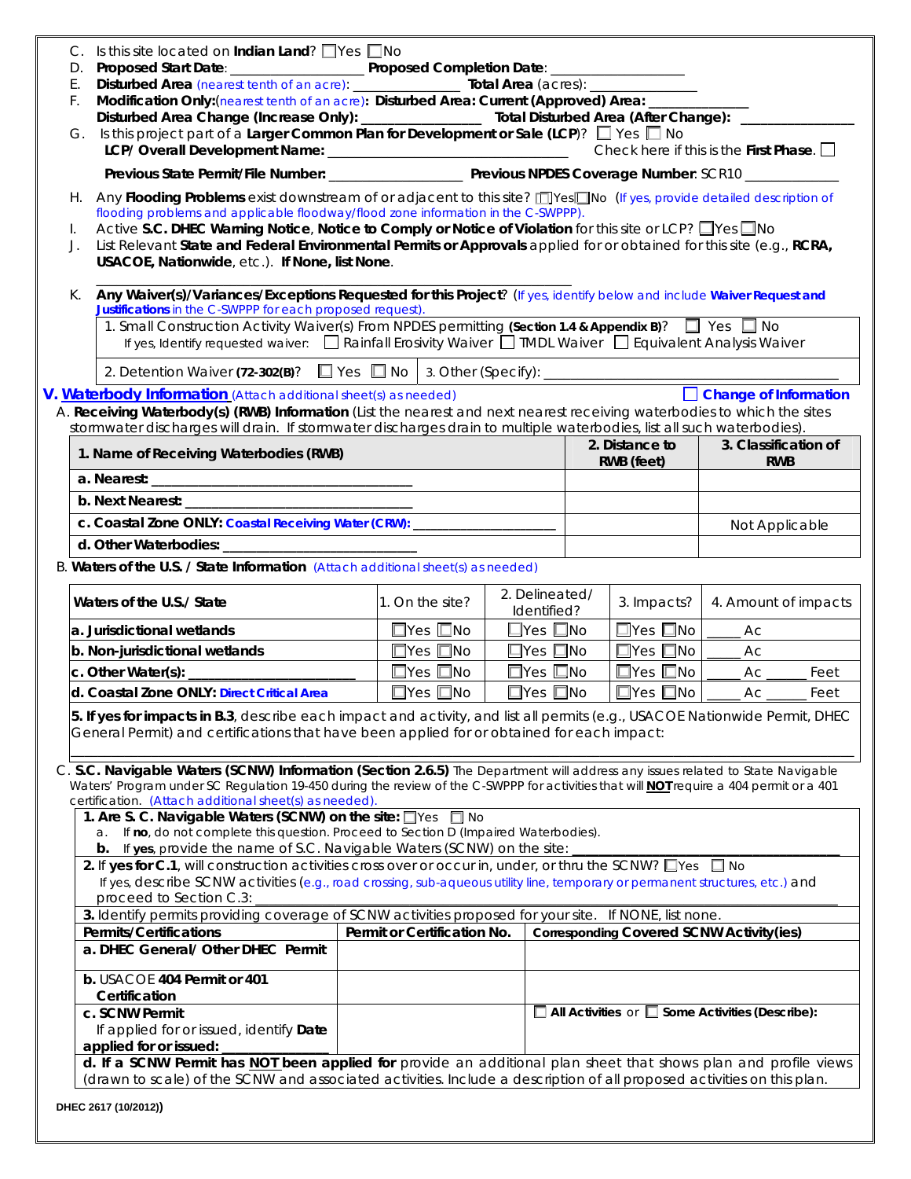C. Is this site located on **Indian Land**? ☐ Yes ☐ No

D. **Proposed Start Date**: ________________ **Proposed Completion Date**: ________________

E. **Disturbed Area** (nearest tenth of an acre): ______________ **Total Area** (acres): ______________

F. **Modification Only:**(nearest tenth of an acre)**: Disturbed Area: Current (Approved) Area:** ______________
**Disturbed Area Change (Increase Only):** ______________ **Total Disturbed Area (After Change):** ______________

G. Is this project part of a **Larger Common Plan for Development or Sale (LCP)**? ☐ Yes ☐ No
**LCP/ Overall Development Name:** ______________________________ Check here if this is the **First Phase**. ☐

**Previous State Permit/File Number:** ________________ **Previous NPDES Coverage Number**: SCR10 __________

H. Any **Flooding Problems** exist downstream of or adjacent to this site? ☐ Yes ☐ No (If yes, provide detailed description of flooding problems and applicable floodway/flood zone information in the C-SWPPP).

I. Active **S.C. DHEC Warning Notice**, **Notice to Comply or Notice of Violation** for this site or LCP? ☐ Yes ☐ No

J. List Relevant **State and Federal Environmental Permits or Approvals** applied for or obtained for this site (e.g., **RCRA, USACOE, Nationwide**, etc.). **If None, list None**.

______________________________________________

K. **Any Waiver(s)/Variances/Exceptions Requested for this Project**? (If yes, identify below and include **Waiver Request and Justifications** in the C-SWPPP for each proposed request).

1. Small Construction Activity Waiver(s) From NPDES permitting **(Section 1.4 & Appendix B)**? ☐ Yes ☐ No
If yes, Identify requested waiver: ☐ Rainfall Erosivity Waiver ☐ TMDL Waiver ☐ Equivalent Analysis Waiver

2. Detention Waiver **(72-302(B)**? ☐ Yes ☐ No | 3. Other (Specify): ______________________________

## V. Waterbody Information (Attach additional sheet(s) as needed) ☐ Change of Information

A. **Receiving Waterbody(s) (RWB) Information** (List the nearest and next nearest receiving waterbodies to which the sites stormwater discharges will drain. If stormwater discharges drain to multiple waterbodies, list all such waterbodies).

| 1. Name of Receiving Waterbodies (RWB) | 2. Distance to RWB (feet) | 3. Classification of RWB |
|---|---|---|
| a. Nearest: ______________________________ | | |
| b. Next Nearest: ______________________________ | | |
| c. Coastal Zone ONLY: Coastal Receiving Water (CRW): ______________ | | Not Applicable |
| d. Other Waterbodies: ______________________________ | | |

B. **Waters of the U.S. / State Information** (Attach additional sheet(s) as needed)

| Waters of the U.S./ State | 1. On the site? | 2. Delineated/ Identified? | 3. Impacts? | 4. Amount of impacts |
|---|---|---|---|---|
| **a. Jurisdictional wetlands** | ☐ Yes ☐ No | ☐ Yes ☐ No | ☐ Yes ☐ No | _____ Ac |
| **b. Non-jurisdictional wetlands** | ☐ Yes ☐ No | ☐ Yes ☐ No | ☐ Yes ☐ No | _____ Ac |
| **c. Other Water(s):** ______________ | ☐ Yes ☐ No | ☐ Yes ☐ No | ☐ Yes ☐ No | _____ Ac _____ Feet |
| **d. Coastal Zone ONLY: Direct Critical Area** | ☐ Yes ☐ No | ☐ Yes ☐ No | ☐ Yes ☐ No | _____ Ac _____ Feet |

**5. If yes for impacts in B.3**, describe each impact and activity, and list all permits (e.g., USACOE Nationwide Permit, DHEC General Permit) and certifications that have been applied for or obtained for each impact:

______________________________________________

C. **S.C. Navigable Waters (SCNW) Information (Section 2.6.5)** The Department will address any issues related to State Navigable Waters' Program under SC Regulation 19-450 during the review of the C-SWPPP for activities that will **NOT** require a 404 permit or a 401 certification. (Attach additional sheet(s) as needed).

**1. Are S. C. Navigable Waters (SCNW) on the site:** ☐ Yes ☐ No
a. If **no**, do not complete this question. Proceed to Section D (Impaired Waterbodies).
**b.** If **yes**, provide the name of S.C. Navigable Waters (SCNW) on the site: ______________________________

**2.** If **yes for C.1**, will construction activities cross over or occur in, under, or thru the SCNW? ☐ Yes ☐ No
If yes, describe SCNW activities (e.g., road crossing, sub-aqueous utility line, temporary or permanent structures, etc.) and proceed to Section C.3: ______________________________

**3.** Identify permits providing coverage of SCNW activities proposed for your site. If NONE, list none.

| Permits/Certifications | Permit or Certification No. | Corresponding Covered SCNW Activity(ies) |
|---|---|---|
| **a. DHEC General/ Other DHEC Permit** | | |
| **b.** USACOE **404 Permit or 401 Certification** | | |
| **c. SCNW Permit** If applied for or issued, identify **Date applied for or issued:** ______________ | | ☐ **All Activities** or ☐ **Some Activities (Describe):** |

**d. If a SCNW Permit has NOT been applied for** provide an additional plan sheet that shows plan and profile views (drawn to scale) of the SCNW and associated activities. Include a description of all proposed activities on this plan.

DHEC 2617 (10/2012))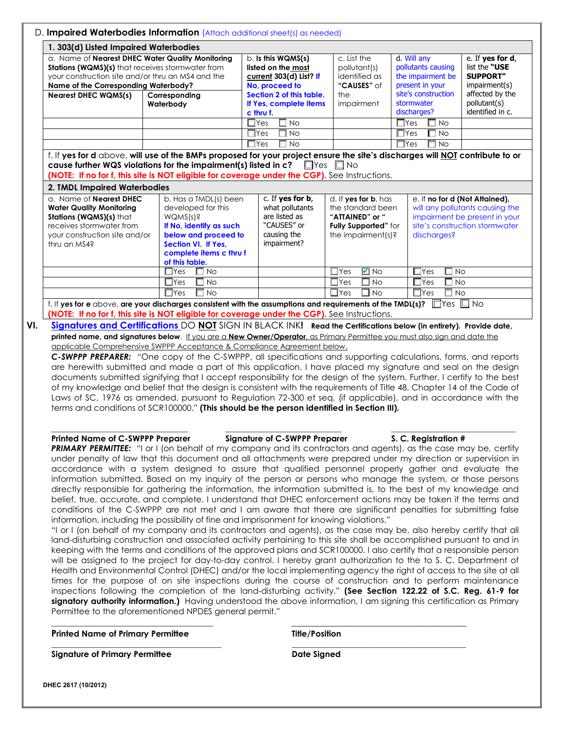## D. Impaired Waterbodies Information (Attach additional sheet(s) as needed)

### 1. 303(d) Listed Impaired Waterbodies

| a. Name of **Nearest DHEC Water Quality Monitoring Stations (WQMS(s)** that receives stormwater from your construction site and/or thru an MS4 and the **Name of the Corresponding Waterbody?** | | b. **Is this WQMS(s) listed on the most current 303(d) List?** If No, proceed to Section 2 of this table. If Yes, complete items c thru f. | c. List the pollutant(s) identified as **"CAUSES"** of the impairment | d. Will any pollutants causing the impairment be present in your site's construction stormwater discharges? | e. If **yes for d**, list the **"USE SUPPORT"** impairment(s) affected by the pollutant(s) identified in c. |
|---|---|---|---|---|---|
| **Nearest DHEC WQMS(s)** | **Corresponding Waterbody** | | | | |
| | | ☐Yes ☐ No | | ☐Yes ☐ No | |
| | | ☐Yes ☐ No | | ☐Yes ☐ No | |
| | | ☐Yes ☐ No | | ☐Yes ☐ No | |

f. If **yes for d** above, **will use of the BMPs proposed for your project ensure the site's discharges will NOT contribute to or cause further WQS violations for the impairment(s) listed in c?** ☐Yes ☐ No

**(NOTE: If no for f, this site is NOT eligible for coverage under the CGP).** See Instructions.

### 2. TMDL Impaired Waterbodies

| a. Name of **Nearest DHEC Water Quality Monitoring Stations (WQMS(s)** that receives stormwater from your construction site and/or thru an MS4? | b. Has a TMDL(s) been developed for this WQMS(s)? **If No, identify as such below and proceed to Section VI. If Yes, complete items c thru f of this table.** | c. If **yes for b**, what pollutants are listed as "CAUSES" or causing the impairment? | d. If **yes for b**, has the standard been **"ATTAINED" or "Fully Supported"** for the impairment(s)? | e. If **no for d (Not Attained)**, will any pollutants causing the impairment be present in your site's construction stormwater discharges? |
|---|---|---|---|---|
| | ☐Yes ☐ No | | ☐Yes ☑ No | ☐Yes ☐ No |
| | ☐Yes ☐ No | | ☐Yes ☐ No | ☐Yes ☐ No |
| | ☐Yes ☐ No | | ☐Yes ☐ No | ☐Yes ☐ No |

f. If **yes for e** above, **are your discharges consistent with the assumptions and requirements of the TMDL(s)?** ☐Yes ☐ No

**(NOTE: If no for f, this site is NOT eligible for coverage under the CGP).** See Instructions.

## VI. Signatures and Certifications

DO **NOT** SIGN IN BLACK INK**!** **Read the Certifications below (in entirety). Provide date, printed name, and signatures below**. If you are a **New Owner/Operator**, as Primary Permittee you must also sign and date the applicable Comprehensive SWPPP Acceptance & Compliance Agreement below.

***C-SWPPP PREPARER:*** "One copy of the C-SWPPP, all specifications and supporting calculations, forms, and reports are herewith submitted and made a part of this application. I have placed my signature and seal on the design documents submitted signifying that I accept responsibility for the design of the system. Further, I certify to the best of my knowledge and belief that the design is consistent with the requirements of Title 48, Chapter 14 of the Code of Laws of SC, 1976 as amended, pursuant to Regulation 72-300 et seq. (if applicable), and in accordance with the terms and conditions of SCR100000." **(This should be the person identified in Section III).**

______________________ ______________________ ______________________

**Printed Name of C-SWPPP Preparer** **Signature of C-SWPPP Preparer** **S. C. Registration #**

***PRIMARY PERMITTEE:*** "I or I (on behalf of my company and its contractors and agents), as the case may be, certify under penalty of law that this document and all attachments were prepared under my direction or supervision in accordance with a system designed to assure that qualified personnel properly gather and evaluate the information submitted. Based on my inquiry of the person or persons who manage the system, or those persons directly responsible for gathering the information, the information submitted is, to the best of my knowledge and belief, true, accurate, and complete. I understand that DHEC enforcement actions may be taken if the terms and conditions of the C-SWPPP are not met and I am aware that there are significant penalties for submitting false information, including the possibility of fine and imprisonment for knowing violations."

"I or I (on behalf of my company and its contractors and agents), as the case may be, also hereby certify that all land-disturbing construction and associated activity pertaining to this site shall be accomplished pursuant to and in keeping with the terms and conditions of the approved plans and SCR100000. I also certify that a responsible person will be assigned to the project for day-to-day control. I hereby grant authorization to the to S. C. Department of Health and Environmental Control (DHEC) and/or the local implementing agency the right of access to the site at all times for the purpose of on site inspections during the course of construction and to perform maintenance inspections following the completion of the land-disturbing activity." **(See Section 122.22 of S.C. Reg. 61-9 for signatory authority information.)** Having understood the above information, I am signing this certification as Primary Permittee to the aforementioned NPDES general permit."

______________________ ______________________

**Printed Name of Primary Permittee** **Title/Position**

______________________ ______________________

**Signature of Primary Permittee** **Date Signed**

**DHEC 2617 (10/2012)**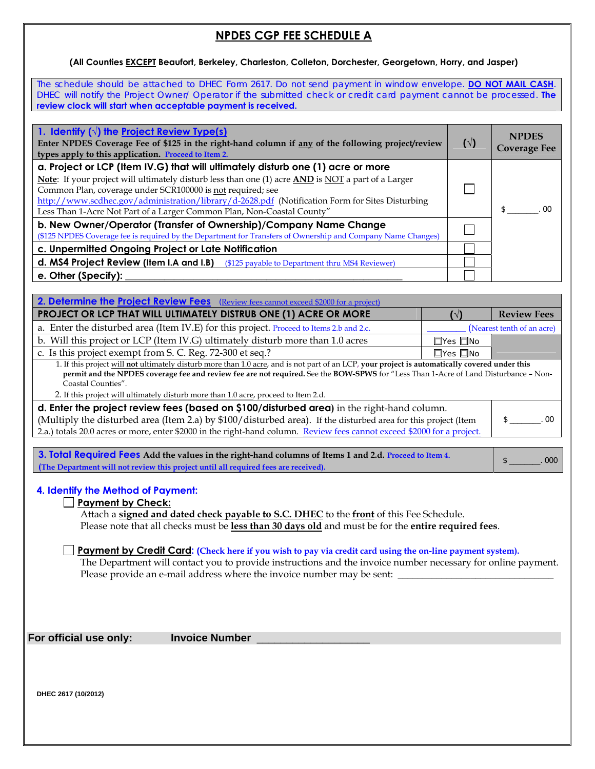# NPDES CGP FEE SCHEDULE A

**(All Counties EXCEPT Beaufort, Berkeley, Charleston, Colleton, Dorchester, Georgetown, Horry, and Jasper)**

The schedule should be attached to DHEC Form 2617. Do not send payment in window envelope. **DO NOT MAIL CASH**. DHEC will notify the Project Owner/ Operator if the submitted check or credit card payment cannot be processed. **The review clock will start when acceptable payment is received.**

| **1. Identify (√) the Project Review Type(s)** Enter NPDES Coverage Fee of $125 in the right-hand column if any of the following project/review types apply to this application. Proceed to Item 2. | (√) | NPDES Coverage Fee |
|---|---|---|
| **a. Project or LCP (Item IV.G) that will ultimately disturb one (1) acre or more** **Note**: If your project will ultimately disturb less than one (1) acre **AND** is NOT a part of a Larger Common Plan, coverage under SCR100000 is not required; see http://www.scdhec.gov/administration/library/d-2628.pdf (Notification Form for Sites Disturbing Less Than 1-Acre Not Part of a Larger Common Plan, Non-Coastal County" | ☐ | $ _______. 00 |
| **b. New Owner/Operator (Transfer of Ownership)/Company Name Change** ($125 NPDES Coverage fee is required by the Department for Transfers of Ownership and Company Name Changes) | ☐ | |
| **c. Unpermitted Ongoing Project or Late Notification** | ☐ | |
| **d. MS4 Project Review (Item I.A and I.B)** ($125 payable to Department thru MS4 Reviewer) | ☐ | |
| **e. Other (Specify):** ______________________________ | ☐ | |

| **2. Determine the Project Review Fees** (Review fees cannot exceed $2000 for a project) | | |
|---|---|---|
| **PROJECT OR LCP THAT WILL ULTIMATELY DISTRUB ONE (1) ACRE OR MORE** | **(√)** | **Review Fees** |
| a. Enter the disturbed area (Item IV.E) for this project. Proceed to Items 2.b and 2.c. | _________ (Nearest tenth of an acre) | |
| b. Will this project or LCP (Item IV.G) ultimately disturb more than 1.0 acres | ☐Yes ☐No | |
| c. Is this project exempt from S. C. Reg. 72-300 et seq.? | ☐Yes ☐No | |
| 1. If this project will **not** ultimately disturb more than 1.0 acre, and is not part of an LCP, **your project is automatically covered under this permit and the NPDES coverage fee and review fee are not required.** See the **BOW-SPWS** for "Less Than 1-Acre of Land Disturbance – Non-Coastal Counties". 2. If this project will ultimately disturb more than 1.0 acre, proceed to Item 2.d. | | |
| **d. Enter the project review fees (based on $100/disturbed area)** in the right-hand column. (Multiply the disturbed area (Item 2.a) by $100/disturbed area). If the disturbed area for this project (Item 2.a.) totals 20.0 acres or more, enter $2000 in the right-hand column. Review fees cannot exceed $2000 for a project. | | $ _______. 00 |

| **3. Total Required Fees** Add the values in the right-hand columns of Items 1 and 2.d. Proceed to Item 4. (The Department will not review this project until all required fees are received). | $ _______. 000 |
|---|---|

### 4. Identify the Method of Payment:

☐ **Payment by Check:**
Attach a **signed and dated check payable to S.C. DHEC** to the **front** of this Fee Schedule.
Please note that all checks must be **less than 30 days old** and must be for the **entire required fees**.

☐ **Payment by Credit Card**: **(Check here if you wish to pay via credit card using the on-line payment system).**
The Department will contact you to provide instructions and the invoice number necessary for online payment.
Please provide an e-mail address where the invoice number may be sent: ______________________________

**For official use only: Invoice Number** ___________________

DHEC 2617 (10/2012)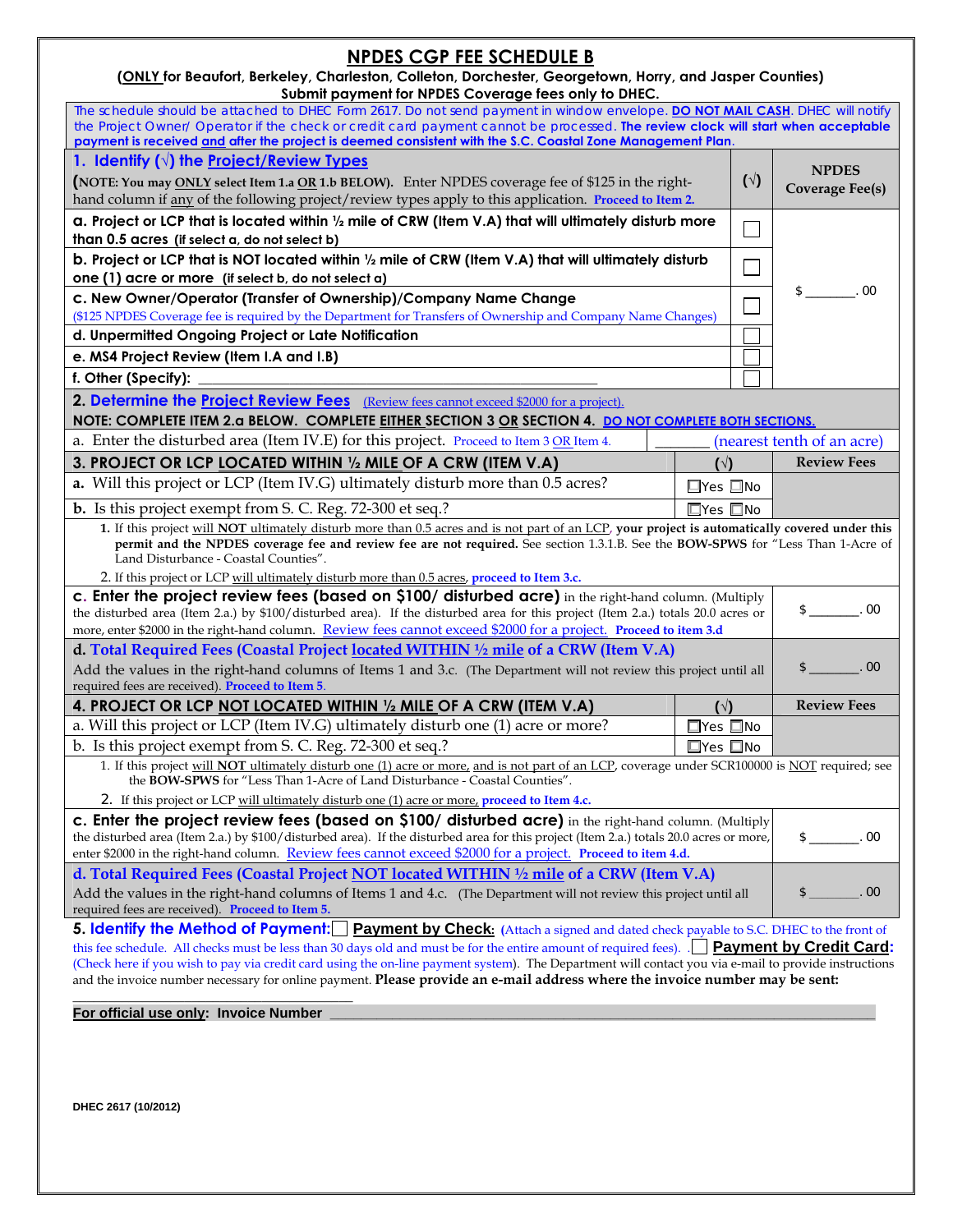# NPDES CGP FEE SCHEDULE B

**(ONLY for Beaufort, Berkeley, Charleston, Colleton, Dorchester, Georgetown, Horry, and Jasper Counties)**

**Submit payment for NPDES Coverage fees only to DHEC.**

The schedule should be attached to DHEC Form 2617. Do not send payment in window envelope. **DO NOT MAIL CASH**. DHEC will notify the Project Owner/ Operator if the check or credit card payment cannot be processed. **The review clock will start when acceptable payment is received and after the project is deemed consistent with the S.C. Coastal Zone Management Plan**.

| **1. Identify (√) the Project/Review Types** (**NOTE: You may ONLY select Item 1.a OR 1.b BELOW).** Enter NPDES coverage fee of $125 in the right-hand column if any of the following project/review types apply to this application. **Proceed to Item 2.** | **(√)** | **NPDES Coverage Fee(s)** |
|---|---|---|
| **a. Project or LCP that is located within ½ mile of CRW (Item V.A) that will ultimately disturb more than 0.5 acres** (if select a, do not select b) | ☐ | $ _______. 00 |
| **b. Project or LCP that is NOT located within ½ mile of CRW (Item V.A) that will ultimately disturb one (1) acre or more** (if select b, do not select a) | ☐ | |
| **c. New Owner/Operator (Transfer of Ownership)/Company Name Change** ($125 NPDES Coverage fee is required by the Department for Transfers of Ownership and Company Name Changes) | ☐ | |
| **d. Unpermitted Ongoing Project or Late Notification** | ☐ | |
| **e. MS4 Project Review (Item I.A and I.B)** | ☐ | |
| **f. Other (Specify):** ________________________________ | ☐ | |

**2. Determine the Project Review Fees** (Review fees cannot exceed $2000 for a project).

**NOTE: COMPLETE ITEM 2.a BELOW. COMPLETE EITHER SECTION 3 OR SECTION 4. DO NOT COMPLETE BOTH SECTIONS.**

a. Enter the disturbed area (Item IV.E) for this project. Proceed to Item 3 OR Item 4. _______ (nearest tenth of an acre)

| **3. PROJECT OR LCP LOCATED WITHIN ½ MILE OF A CRW (ITEM V.A)** | **(√)** | **Review Fees** |
|---|---|---|
| **a.** Will this project or LCP (Item IV.G) ultimately disturb more than 0.5 acres? | ☐Yes ☐No | |
| **b.** Is this project exempt from S. C. Reg. 72-300 et seq.? | ☐Yes ☐No | |
| 1. If this project will **NOT** ultimately disturb more than 0.5 acres and is not part of an LCP, **your project is automatically covered under this permit and the NPDES coverage fee and review fee are not required.** See section 1.3.1.B. See the **BOW-SPWS** for "Less Than 1-Acre of Land Disturbance - Coastal Counties". 2. If this project or LCP will ultimately disturb more than 0.5 acres, **proceed to Item 3.c.** | | |
| **c. Enter the project review fees (based on $100/ disturbed acre)** in the right-hand column. (Multiply the disturbed area (Item 2.a.) by $100/disturbed area). If the disturbed area for this project (Item 2.a.) totals 20.0 acres or more, enter $2000 in the right-hand column. Review fees cannot exceed $2000 for a project. **Proceed to item 3.d** | | $ _______. 00 |
| **d. Total Required Fees (Coastal Project located WITHIN ½ mile of a CRW (Item V.A)** Add the values in the right-hand columns of Items 1 and 3.c. (The Department will not review this project until all required fees are received). **Proceed to Item 5.** | | $ _______. 00 |

| **4. PROJECT OR LCP NOT LOCATED WITHIN ½ MILE OF A CRW (ITEM V.A)** | **(√)** | **Review Fees** |
|---|---|---|
| a. Will this project or LCP (Item IV.G) ultimately disturb one (1) acre or more? | ☐Yes ☐No | |
| b. Is this project exempt from S. C. Reg. 72-300 et seq.? | ☐Yes ☐No | |
| 1. If this project will **NOT** ultimately disturb one (1) acre or more, and is not part of an LCP, coverage under SCR100000 is NOT required; see the **BOW-SPWS** for "Less Than 1-Acre of Land Disturbance - Coastal Counties". 2. If this project or LCP will ultimately disturb one (1) acre or more, **proceed to Item 4.c.** | | |
| **c. Enter the project review fees (based on $100/ disturbed acre)** in the right-hand column. (Multiply the disturbed area (Item 2.a.) by $100/disturbed area). If the disturbed area for this project (Item 2.a.) totals 20.0 acres or more, enter $2000 in the right-hand column. Review fees cannot exceed $2000 for a project. **Proceed to Item 4.d.** | | $ _______. 00 |
| **d. Total Required Fees (Coastal Project NOT located WITHIN ½ mile of a CRW (Item V.A)** Add the values in the right-hand columns of Items 1 and 4.c. (The Department will not review this project until all required fees are received). **Proceed to Item 5.** | | $ _______. 00 |

**5. Identify the Method of Payment:** ☐ **Payment by Check:** (Attach a signed and dated check payable to S.C. DHEC to the front of this fee schedule. All checks must be less than 30 days old and must be for the entire amount of required fees). ☐ **Payment by Credit Card:** (Check here if you wish to pay via credit card using the on-line payment system). The Department will contact you via e-mail to provide instructions and the invoice number necessary for online payment. **Please provide an e-mail address where the invoice number may be sent:**

________________________________________

**For official use only: Invoice Number** ________________________________________

DHEC 2617 (10/2012)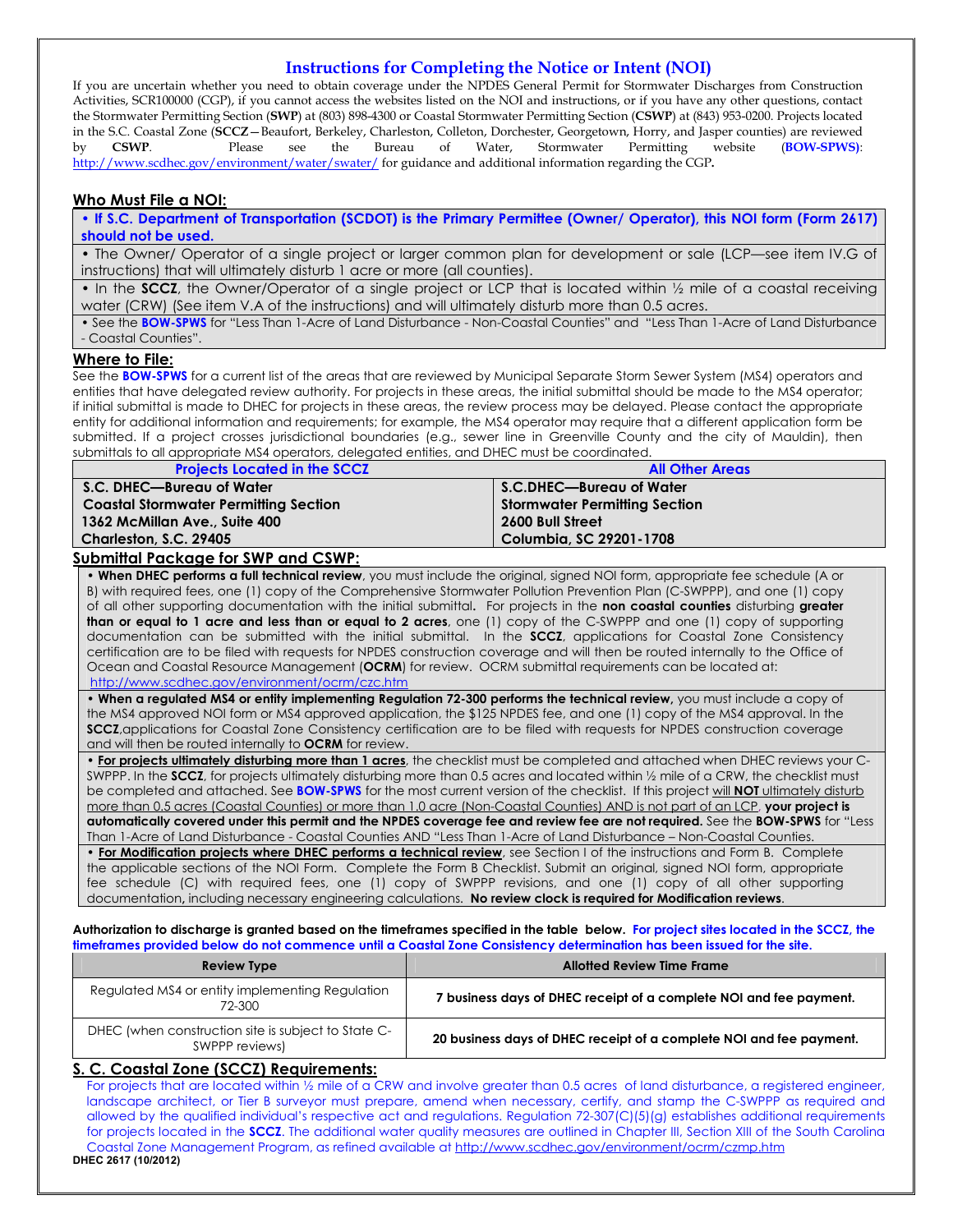# Instructions for Completing the Notice or Intent (NOI)

If you are uncertain whether you need to obtain coverage under the NPDES General Permit for Stormwater Discharges from Construction Activities, SCR100000 (CGP), if you cannot access the websites listed on the NOI and instructions, or if you have any other questions, contact the Stormwater Permitting Section (**SWP**) at (803) 898-4300 or Coastal Stormwater Permitting Section (**CSWP**) at (843) 953-0200. Projects located in the S.C. Coastal Zone (**SCCZ**—Beaufort, Berkeley, Charleston, Colleton, Dorchester, Georgetown, Horry, and Jasper counties) are reviewed by **CSWP**. Please see the Bureau of Water, Stormwater Permitting website (**BOW-SPWS**): http://www.scdhec.gov/environment/water/swater/ for guidance and additional information regarding the CGP**.**

## Who Must File a NOI:

- **If S.C. Department of Transportation (SCDOT) is the Primary Permittee (Owner/ Operator), this NOI form (Form 2617) should not be used.**
- The Owner/ Operator of a single project or larger common plan for development or sale (LCP—see item IV.G of instructions) that will ultimately disturb 1 acre or more (all counties).
- In the **SCCZ**, the Owner/Operator of a single project or LCP that is located within ½ mile of a coastal receiving water (CRW) (See item V.A of the instructions) and will ultimately disturb more than 0.5 acres.
- See the **BOW-SPWS** for "Less Than 1-Acre of Land Disturbance - Non-Coastal Counties" and "Less Than 1-Acre of Land Disturbance - Coastal Counties".

## Where to File:

See the **BOW-SPWS** for a current list of the areas that are reviewed by Municipal Separate Storm Sewer System (MS4) operators and entities that have delegated review authority. For projects in these areas, the initial submittal should be made to the MS4 operator; if initial submittal is made to DHEC for projects in these areas, the review process may be delayed. Please contact the appropriate entity for additional information and requirements; for example, the MS4 operator may require that a different application form be submitted. If a project crosses jurisdictional boundaries (e.g., sewer line in Greenville County and the city of Mauldin), then submittals to all appropriate MS4 operators, delegated entities, and DHEC must be coordinated.

| Projects Located in the SCCZ | All Other Areas |
|---|---|
| **S.C. DHEC—Bureau of Water** | **S.C.DHEC—Bureau of Water** |
| **Coastal Stormwater Permitting Section** | **Stormwater Permitting Section** |
| **1362 McMillan Ave., Suite 400** | **2600 Bull Street** |
| **Charleston, S.C. 29405** | **Columbia, SC 29201-1708** |

## Submittal Package for SWP and CSWP:

- **When DHEC performs a full technical review**, you must include the original, signed NOI form, appropriate fee schedule (A or B) with required fees, one (1) copy of the Comprehensive Stormwater Pollution Prevention Plan (C-SWPPP), and one (1) copy of all other supporting documentation with the initial submittal**.** For projects in the **non coastal counties** disturbing **greater than or equal to 1 acre and less than or equal to 2 acres**, one (1) copy of the C-SWPPP and one (1) copy of supporting documentation can be submitted with the initial submittal. In the **SCCZ**, applications for Coastal Zone Consistency certification are to be filed with requests for NPDES construction coverage and will then be routed internally to the Office of Ocean and Coastal Resource Management (**OCRM**) for review. OCRM submittal requirements can be located at: http://www.scdhec.gov/environment/ocrm/czc.htm
- **When a regulated MS4 or entity implementing Regulation 72-300 performs the technical review,** you must include a copy of the MS4 approved NOI form or MS4 approved application, the $125 NPDES fee, and one (1) copy of the MS4 approval. In the **SCCZ**,applications for Coastal Zone Consistency certification are to be filed with requests for NPDES construction coverage and will then be routed internally to **OCRM** for review.
- **<u>For projects ultimately disturbing more than 1 acres</u>**, the checklist must be completed and attached when DHEC reviews your C-SWPPP. In the **SCCZ**, for projects ultimately disturbing more than 0.5 acres and located within ½ mile of a CRW, the checklist must be completed and attached. See **BOW-SPWS** for the most current version of the checklist. If this project <u>will **NOT** ultimately disturb more than 0.5 acres (Coastal Counties) or more than 1.0 acre (Non-Coastal Counties) AND is not part of an LCP</u>, **your project is automatically covered under this permit and the NPDES coverage fee and review fee are not required.** See the **BOW-SPWS** for "Less Than 1-Acre of Land Disturbance - Coastal Counties AND "Less Than 1-Acre of Land Disturbance – Non-Coastal Counties.
- **<u>For Modification projects where DHEC performs a technical review</u>**, see Section I of the instructions and Form B. Complete the applicable sections of the NOI Form. Complete the Form B Checklist. Submit an original, signed NOI form, appropriate fee schedule (C) with required fees, one (1) copy of SWPPP revisions, and one (1) copy of all other supporting documentation, including necessary engineering calculations. **No review clock is required for Modification reviews**.

**Authorization to discharge is granted based on the timeframes specified in the table below. For project sites located in the SCCZ, the timeframes provided below do not commence until a Coastal Zone Consistency determination has been issued for the site.**

| Review Type | Allotted Review Time Frame |
|---|---|
| Regulated MS4 or entity implementing Regulation 72-300 | **7 business days of DHEC receipt of a complete NOI and fee payment.** |
| DHEC (when construction site is subject to State C-SWPPP reviews) | **20 business days of DHEC receipt of a complete NOI and fee payment.** |

## S. C. Coastal Zone (SCCZ) Requirements:

For projects that are located within ½ mile of a CRW and involve greater than 0.5 acres of land disturbance, a registered engineer, landscape architect, or Tier B surveyor must prepare, amend when necessary, certify, and stamp the C-SWPPP as required and allowed by the qualified individual's respective act and regulations. Regulation 72-307(C)(5)(g) establishes additional requirements for projects located in the **SCCZ**. The additional water quality measures are outlined in Chapter III, Section XIII of the South Carolina Coastal Zone Management Program, as refined available at http://www.scdhec.gov/environment/ocrm/czmp.htm

**DHEC 2617 (10/2012)**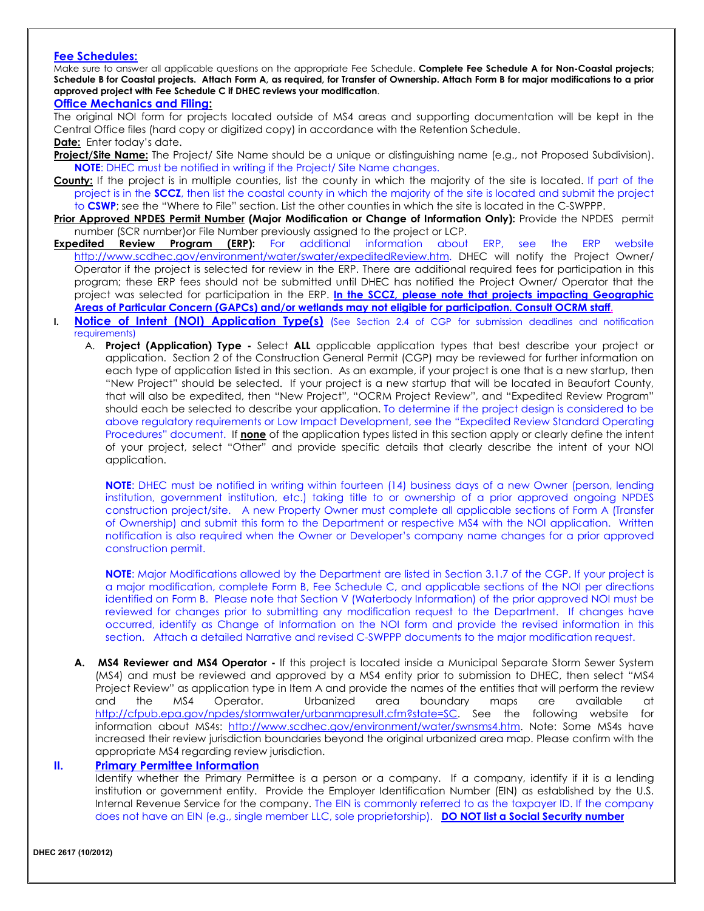**Fee Schedules:**

Make sure to answer all applicable questions on the appropriate Fee Schedule. **Complete Fee Schedule A for Non-Coastal projects; Schedule B for Coastal projects. Attach Form A, as required, for Transfer of Ownership. Attach Form B for major modifications to a prior approved project with Fee Schedule C if DHEC reviews your modification**.

**Office Mechanics and Filing:**

The original NOI form for projects located outside of MS4 areas and supporting documentation will be kept in the Central Office files (hard copy or digitized copy) in accordance with the Retention Schedule.

**Date:** Enter today's date.

**Project/Site Name:** The Project/ Site Name should be a unique or distinguishing name (e.g., not Proposed Subdivision). **NOTE**: DHEC must be notified in writing if the Project/ Site Name changes.

**County:** If the project is in multiple counties, list the county in which the majority of the site is located. If part of the project is in the **SCCZ**, then list the coastal county in which the majority of the site is located and submit the project to **CSWP**; see the "Where to File" section. List the other counties in which the site is located in the C-SWPPP.

**Prior Approved NPDES Permit Number (Major Modification or Change of Information Only):** Provide the NPDES permit number (SCR number)or File Number previously assigned to the project or LCP.

**Expedited Review Program (ERP):** For additional information about ERP, see the ERP website http://www.scdhec.gov/environment/water/swater/expeditedReview.htm. DHEC will notify the Project Owner/ Operator if the project is selected for review in the ERP. There are additional required fees for participation in this program; these ERP fees should not be submitted until DHEC has notified the Project Owner/ Operator that the project was selected for participation in the ERP. **In the SCCZ, please note that projects impacting Geographic Areas of Particular Concern (GAPCs) and/or wetlands may not eligible for participation. Consult OCRM staff.**

## I. Notice of Intent (NOI) Application Type(s) (See Section 2.4 of CGP for submission deadlines and notification requirements)

A. **Project (Application) Type -** Select **ALL** applicable application types that best describe your project or application. Section 2 of the Construction General Permit (CGP) may be reviewed for further information on each type of application listed in this section. As an example, if your project is one that is a new startup, then "New Project" should be selected. If your project is a new startup that will be located in Beaufort County, that will also be expedited, then "New Project", "OCRM Project Review", and "Expedited Review Program" should each be selected to describe your application. To determine if the project design is considered to be above regulatory requirements or Low Impact Development, see the "Expedited Review Standard Operating Procedures" document. If **none** of the application types listed in this section apply or clearly define the intent of your project, select "Other" and provide specific details that clearly describe the intent of your NOI application.

**NOTE**: DHEC must be notified in writing within fourteen (14) business days of a new Owner (person, lending institution, government institution, etc.) taking title to or ownership of a prior approved ongoing NPDES construction project/site. A new Property Owner must complete all applicable sections of Form A (Transfer of Ownership) and submit this form to the Department or respective MS4 with the NOI application. Written notification is also required when the Owner or Developer's company name changes for a prior approved construction permit.

**NOTE**: Major Modifications allowed by the Department are listed in Section 3.1.7 of the CGP. If your project is a major modification, complete Form B, Fee Schedule C, and applicable sections of the NOI per directions identified on Form B. Please note that Section V (Waterbody Information) of the prior approved NOI must be reviewed for changes prior to submitting any modification request to the Department. If changes have occurred, identify as Change of Information on the NOI form and provide the revised information in this section. Attach a detailed Narrative and revised C-SWPPP documents to the major modification request.

A. **MS4 Reviewer and MS4 Operator -** If this project is located inside a Municipal Separate Storm Sewer System (MS4) and must be reviewed and approved by a MS4 entity prior to submission to DHEC, then select "MS4 Project Review" as application type in Item A and provide the names of the entities that will perform the review and the MS4 Operator. Urbanized area boundary maps are available at http://cfpub.epa.gov/npdes/stormwater/urbanmapresult.cfm?state=SC. See the following website for information about MS4s: http://www.scdhec.gov/environment/water/swnsms4.htm. Note: Some MS4s have increased their review jurisdiction boundaries beyond the original urbanized area map. Please confirm with the appropriate MS4 regarding review jurisdiction.

## II. Primary Permittee Information

Identify whether the Primary Permittee is a person or a company. If a company, identify if it is a lending institution or government entity. Provide the Employer Identification Number (EIN) as established by the U.S. Internal Revenue Service for the company. The EIN is commonly referred to as the taxpayer ID. If the company does not have an EIN (e.g., single member LLC, sole proprietorship). **DO NOT list a Social Security number**

DHEC 2617 (10/2012)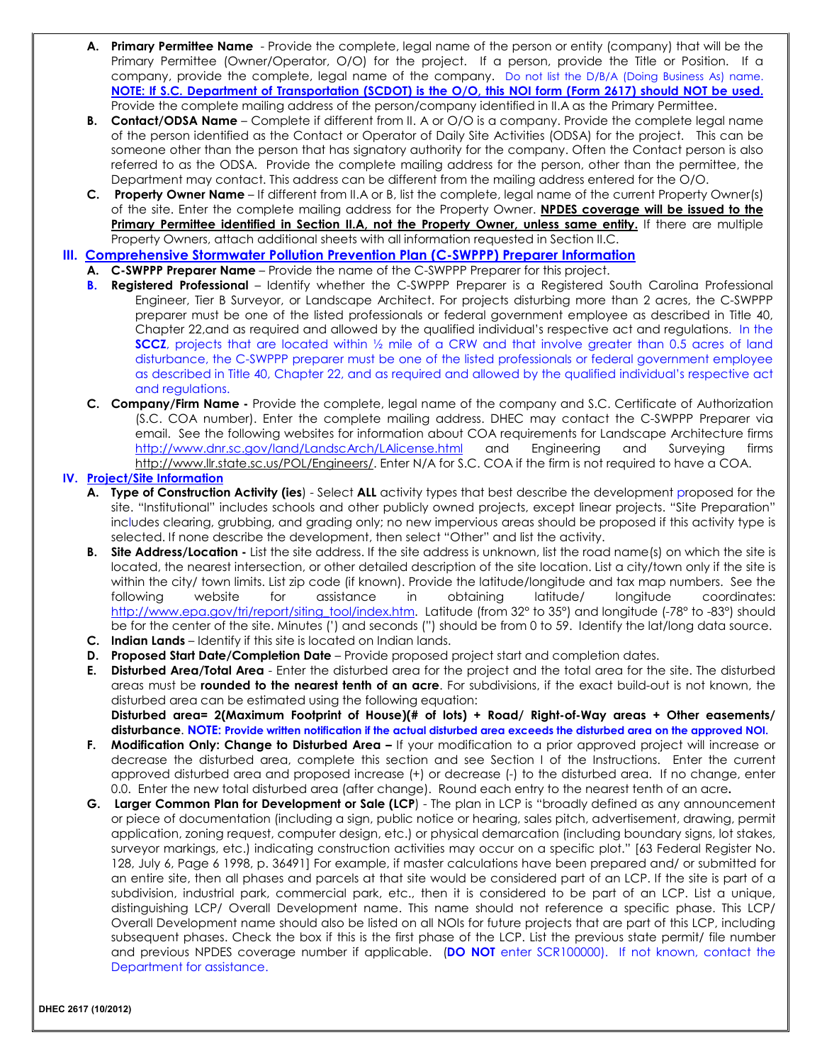- **A. Primary Permittee Name** - Provide the complete, legal name of the person or entity (company) that will be the Primary Permittee (Owner/Operator, O/O) for the project. If a person, provide the Title or Position. If a company, provide the complete, legal name of the company. Do not list the D/B/A (Doing Business As) name. **NOTE: If S.C. Department of Transportation (SCDOT) is the O/O, this NOI form (Form 2617) should NOT be used.** Provide the complete mailing address of the person/company identified in II.A as the Primary Permittee.
- **B. Contact/ODSA Name** – Complete if different from II. A or O/O is a company. Provide the complete legal name of the person identified as the Contact or Operator of Daily Site Activities (ODSA) for the project. This can be someone other than the person that has signatory authority for the company. Often the Contact person is also referred to as the ODSA. Provide the complete mailing address for the person, other than the permittee, the Department may contact. This address can be different from the mailing address entered for the O/O.
- **C. Property Owner Name** – If different from II.A or B, list the complete, legal name of the current Property Owner(s) of the site. Enter the complete mailing address for the Property Owner. **NPDES coverage will be issued to the Primary Permittee identified in Section II.A, not the Property Owner, unless same entity.** If there are multiple Property Owners, attach additional sheets with all information requested in Section II.C.

## III. Comprehensive Stormwater Pollution Prevention Plan (C-SWPPP) Preparer Information

- **A. C-SWPPP Preparer Name** – Provide the name of the C-SWPPP Preparer for this project.
- **B. Registered Professional** – Identify whether the C-SWPPP Preparer is a Registered South Carolina Professional Engineer, Tier B Surveyor, or Landscape Architect. For projects disturbing more than 2 acres, the C-SWPPP preparer must be one of the listed professionals or federal government employee as described in Title 40, Chapter 22,and as required and allowed by the qualified individual's respective act and regulations. In the **SCCZ**, projects that are located within ½ mile of a CRW and that involve greater than 0.5 acres of land disturbance, the C-SWPPP preparer must be one of the listed professionals or federal government employee as described in Title 40, Chapter 22, and as required and allowed by the qualified individual's respective act and regulations.
- **C. Company/Firm Name -** Provide the complete, legal name of the company and S.C. Certificate of Authorization (S.C. COA number). Enter the complete mailing address. DHEC may contact the C-SWPPP Preparer via email. See the following websites for information about COA requirements for Landscape Architecture firms http://www.dnr.sc.gov/land/LandscArch/LAlicense.html and Engineering and Surveying firms http://www.llr.state.sc.us/POL/Engineers/. Enter N/A for S.C. COA if the firm is not required to have a COA.

## IV. Project/Site Information

- **A. Type of Construction Activity (ies)** - Select **ALL** activity types that best describe the development proposed for the site. "Institutional" includes schools and other publicly owned projects, except linear projects. "Site Preparation" includes clearing, grubbing, and grading only; no new impervious areas should be proposed if this activity type is selected. If none describe the development, then select "Other" and list the activity.
- **B. Site Address/Location -** List the site address. If the site address is unknown, list the road name(s) on which the site is located, the nearest intersection, or other detailed description of the site location. List a city/town only if the site is within the city/ town limits. List zip code (if known). Provide the latitude/longitude and tax map numbers. See the following website for assistance in obtaining latitude/ longitude coordinates: http://www.epa.gov/tri/report/siting_tool/index.htm. Latitude (from 32° to 35°) and longitude (-78° to -83°) should be for the center of the site. Minutes (') and seconds (") should be from 0 to 59. Identify the lat/long data source.
- **C. Indian Lands** – Identify if this site is located on Indian lands.
- **D. Proposed Start Date/Completion Date** – Provide proposed project start and completion dates.
- **E. Disturbed Area/Total Area** - Enter the disturbed area for the project and the total area for the site. The disturbed areas must be **rounded to the nearest tenth of an acre**. For subdivisions, if the exact build-out is not known, the disturbed area can be estimated using the following equation:
  **Disturbed area= 2(Maximum Footprint of House)(# of lots) + Road/ Right-of-Way areas + Other easements/ disturbance**. **NOTE: Provide written notification if the actual disturbed area exceeds the disturbed area on the approved NOI.**
- **F. Modification Only: Change to Disturbed Area –** If your modification to a prior approved project will increase or decrease the disturbed area, complete this section and see Section I of the Instructions. Enter the current approved disturbed area and proposed increase (+) or decrease (-) to the disturbed area. If no change, enter 0.0. Enter the new total disturbed area (after change). Round each entry to the nearest tenth of an acre**.**
- **G. Larger Common Plan for Development or Sale (LCP)** - The plan in LCP is "broadly defined as any announcement or piece of documentation (including a sign, public notice or hearing, sales pitch, advertisement, drawing, permit application, zoning request, computer design, etc.) or physical demarcation (including boundary signs, lot stakes, surveyor markings, etc.) indicating construction activities may occur on a specific plot." [63 Federal Register No. 128, July 6, Page 6 1998, p. 36491] For example, if master calculations have been prepared and/ or submitted for an entire site, then all phases and parcels at that site would be considered part of an LCP. If the site is part of a subdivision, industrial park, commercial park, etc., then it is considered to be part of an LCP. List a unique, distinguishing LCP/ Overall Development name. This name should not reference a specific phase. This LCP/ Overall Development name should also be listed on all NOIs for future projects that are part of this LCP, including subsequent phases. Check the box if this is the first phase of the LCP. List the previous state permit/ file number and previous NPDES coverage number if applicable. (**DO NOT** enter SCR100000). If not known, contact the Department for assistance.

DHEC 2617 (10/2012)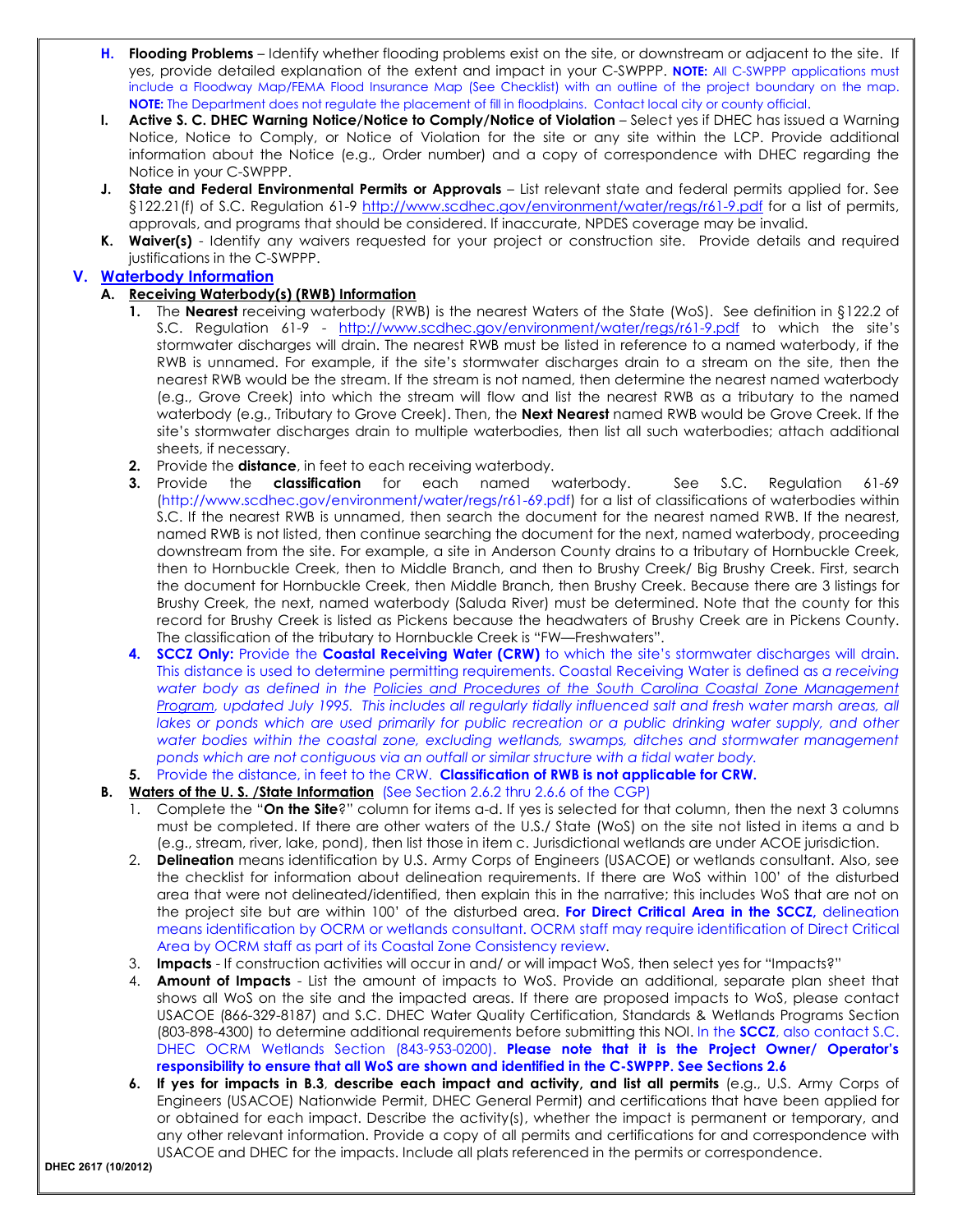- **H. Flooding Problems** – Identify whether flooding problems exist on the site, or downstream or adjacent to the site. If yes, provide detailed explanation of the extent and impact in your C-SWPPP. **NOTE:** All C-SWPPP applications must include a Floodway Map/FEMA Flood Insurance Map (See Checklist) with an outline of the project boundary on the map. **NOTE:** The Department does not regulate the placement of fill in floodplains. Contact local city or county official.
- **I. Active S. C. DHEC Warning Notice/Notice to Comply/Notice of Violation** – Select yes if DHEC has issued a Warning Notice, Notice to Comply, or Notice of Violation for the site or any site within the LCP. Provide additional information about the Notice (e.g., Order number) and a copy of correspondence with DHEC regarding the Notice in your C-SWPPP.
- **J. State and Federal Environmental Permits or Approvals** – List relevant state and federal permits applied for. See §122.21(f) of S.C. Regulation 61-9 http://www.scdhec.gov/environment/water/regs/r61-9.pdf for a list of permits, approvals, and programs that should be considered. If inaccurate, NPDES coverage may be invalid.
- **K. Waiver(s)** - Identify any waivers requested for your project or construction site. Provide details and required justifications in the C-SWPPP.

## V. Waterbody Information

### A. Receiving Waterbody(s) (RWB) Information

1. The **Nearest** receiving waterbody (RWB) is the nearest Waters of the State (WoS). See definition in §122.2 of S.C. Regulation 61-9 - http://www.scdhec.gov/environment/water/regs/r61-9.pdf to which the site's stormwater discharges will drain. The nearest RWB must be listed in reference to a named waterbody, if the RWB is unnamed. For example, if the site's stormwater discharges drain to a stream on the site, then the nearest RWB would be the stream. If the stream is not named, then determine the nearest named waterbody (e.g., Grove Creek) into which the stream will flow and list the nearest RWB as a tributary to the named waterbody (e.g., Tributary to Grove Creek). Then, the **Next Nearest** named RWB would be Grove Creek. If the site's stormwater discharges drain to multiple waterbodies, then list all such waterbodies; attach additional sheets, if necessary.
2. Provide the **distance**, in feet to each receiving waterbody.
3. Provide the **classification** for each named waterbody. See S.C. Regulation 61-69 (http://www.scdhec.gov/environment/water/regs/r61-69.pdf) for a list of classifications of waterbodies within S.C. If the nearest RWB is unnamed, then search the document for the nearest named RWB. If the nearest, named RWB is not listed, then continue searching the document for the next, named waterbody, proceeding downstream from the site. For example, a site in Anderson County drains to a tributary of Hornbuckle Creek, then to Hornbuckle Creek, then to Middle Branch, and then to Brushy Creek/ Big Brushy Creek. First, search the document for Hornbuckle Creek, then Middle Branch, then Brushy Creek. Because there are 3 listings for Brushy Creek, the next, named waterbody (Saluda River) must be determined. Note that the county for this record for Brushy Creek is listed as Pickens because the headwaters of Brushy Creek are in Pickens County. The classification of the tributary to Hornbuckle Creek is "FW—Freshwaters".
4. **SCCZ Only:** Provide the **Coastal Receiving Water (CRW)** to which the site's stormwater discharges will drain. This distance is used to determine permitting requirements. Coastal Receiving Water is defined as *a receiving water body as defined in the Policies and Procedures of the South Carolina Coastal Zone Management Program, updated July 1995. This includes all regularly tidally influenced salt and fresh water marsh areas, all lakes or ponds which are used primarily for public recreation or a public drinking water supply, and other water bodies within the coastal zone, excluding wetlands, swamps, ditches and stormwater management ponds which are not contiguous via an outfall or similar structure with a tidal water body.*
5. Provide the distance, in feet to the CRW. **Classification of RWB is not applicable for CRW.**

### B. Waters of the U. S. /State Information (See Section 2.6.2 thru 2.6.6 of the CGP)

1. Complete the "**On the Site**?" column for items a-d. If yes is selected for that column, then the next 3 columns must be completed. If there are other waters of the U.S./ State (WoS) on the site not listed in items a and b (e.g., stream, river, lake, pond), then list those in item c. Jurisdictional wetlands are under ACOE jurisdiction.
2. **Delineation** means identification by U.S. Army Corps of Engineers (USACOE) or wetlands consultant. Also, see the checklist for information about delineation requirements. If there are WoS within 100' of the disturbed area that were not delineated/identified, then explain this in the narrative; this includes WoS that are not on the project site but are within 100' of the disturbed area. **For Direct Critical Area in the SCCZ,** delineation means identification by OCRM or wetlands consultant. OCRM staff may require identification of Direct Critical Area by OCRM staff as part of its Coastal Zone Consistency review.
3. **Impacts** - If construction activities will occur in and/ or will impact WoS, then select yes for "Impacts?"
4. **Amount of Impacts** - List the amount of impacts to WoS. Provide an additional, separate plan sheet that shows all WoS on the site and the impacted areas. If there are proposed impacts to WoS, please contact USACOE (866-329-8187) and S.C. DHEC Water Quality Certification, Standards & Wetlands Programs Section (803-898-4300) to determine additional requirements before submitting this NOI. In the **SCCZ**, also contact S.C. DHEC OCRM Wetlands Section (843-953-0200). **Please note that it is the Project Owner/ Operator's responsibility to ensure that all WoS are shown and identified in the C-SWPPP. See Sections 2.6**
6. **If yes for impacts in B.3**, **describe each impact and activity, and list all permits** (e.g., U.S. Army Corps of Engineers (USACOE) Nationwide Permit, DHEC General Permit) and certifications that have been applied for or obtained for each impact. Describe the activity(s), whether the impact is permanent or temporary, and any other relevant information. Provide a copy of all permits and certifications for and correspondence with USACOE and DHEC for the impacts. Include all plats referenced in the permits or correspondence.

DHEC 2617 (10/2012)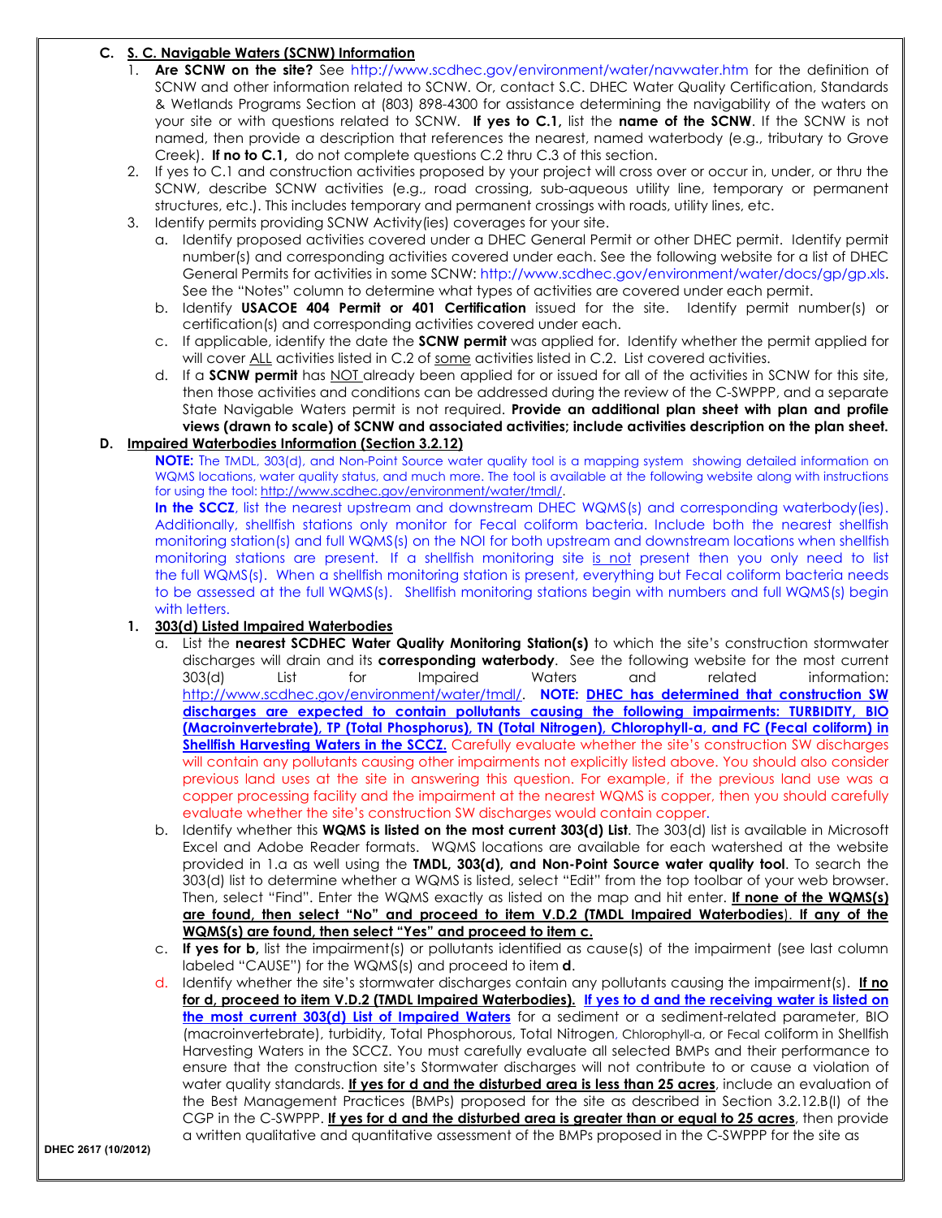**C. S. C. Navigable Waters (SCNW) Information**

1. **Are SCNW on the site?** See http://www.scdhec.gov/environment/water/navwater.htm for the definition of SCNW and other information related to SCNW. Or, contact S.C. DHEC Water Quality Certification, Standards & Wetlands Programs Section at (803) 898-4300 for assistance determining the navigability of the waters on your site or with questions related to SCNW. **If yes to C.1,** list the **name of the SCNW**. If the SCNW is not named, then provide a description that references the nearest, named waterbody (e.g., tributary to Grove Creek). **If no to C.1,** do not complete questions C.2 thru C.3 of this section.
2. If yes to C.1 and construction activities proposed by your project will cross over or occur in, under, or thru the SCNW, describe SCNW activities (e.g., road crossing, sub-aqueous utility line, temporary or permanent structures, etc.). This includes temporary and permanent crossings with roads, utility lines, etc.
3. Identify permits providing SCNW Activity(ies) coverages for your site.
   a. Identify proposed activities covered under a DHEC General Permit or other DHEC permit. Identify permit number(s) and corresponding activities covered under each. See the following website for a list of DHEC General Permits for activities in some SCNW: http://www.scdhec.gov/environment/water/docs/gp/gp.xls. See the "Notes" column to determine what types of activities are covered under each permit.
   b. Identify **USACOE 404 Permit or 401 Certification** issued for the site. Identify permit number(s) or certification(s) and corresponding activities covered under each.
   c. If applicable, identify the date the **SCNW permit** was applied for. Identify whether the permit applied for will cover ALL activities listed in C.2 of some activities listed in C.2. List covered activities.
   d. If a **SCNW permit** has NOT already been applied for or issued for all of the activities in SCNW for this site, then those activities and conditions can be addressed during the review of the C-SWPPP, and a separate State Navigable Waters permit is not required. **Provide an additional plan sheet with plan and profile views (drawn to scale) of SCNW and associated activities; include activities description on the plan sheet.**

**D. Impaired Waterbodies Information (Section 3.2.12)**

**NOTE:** The TMDL, 303(d), and Non-Point Source water quality tool is a mapping system showing detailed information on WQMS locations, water quality status, and much more. The tool is available at the following website along with instructions for using the tool: http://www.scdhec.gov/environment/water/tmdl/.

**In the SCCZ**, list the nearest upstream and downstream DHEC WQMS(s) and corresponding waterbody(ies). Additionally, shellfish stations only monitor for Fecal coliform bacteria. Include both the nearest shellfish monitoring station(s) and full WQMS(s) on the NOI for both upstream and downstream locations when shellfish monitoring stations are present. If a shellfish monitoring site is not present then you only need to list the full WQMS(s). When a shellfish monitoring station is present, everything but Fecal coliform bacteria needs to be assessed at the full WQMS(s). Shellfish monitoring stations begin with numbers and full WQMS(s) begin with letters.

**1. 303(d) Listed Impaired Waterbodies**

a. List the **nearest SCDHEC Water Quality Monitoring Station(s)** to which the site's construction stormwater discharges will drain and its **corresponding waterbody**. See the following website for the most current 303(d) List for Impaired Waters and related information: http://www.scdhec.gov/environment/water/tmdl/. **NOTE: DHEC has determined that construction SW discharges are expected to contain pollutants causing the following impairments: TURBIDITY, BIO (Macroinvertebrate), TP (Total Phosphorus), TN (Total Nitrogen), Chlorophyll-a, and FC (Fecal coliform) in Shellfish Harvesting Waters in the SCCZ.** Carefully evaluate whether the site's construction SW discharges will contain any pollutants causing other impairments not explicitly listed above. You should also consider previous land uses at the site in answering this question. For example, if the previous land use was a copper processing facility and the impairment at the nearest WQMS is copper, then you should carefully evaluate whether the site's construction SW discharges would contain copper.

b. Identify whether this **WQMS is listed on the most current 303(d) List**. The 303(d) list is available in Microsoft Excel and Adobe Reader formats. WQMS locations are available for each watershed at the website provided in 1.a as well using the **TMDL, 303(d), and Non-Point Source water quality tool**. To search the 303(d) list to determine whether a WQMS is listed, select "Edit" from the top toolbar of your web browser. Then, select "Find". Enter the WQMS exactly as listed on the map and hit enter. **If none of the WQMS(s) are found, then select "No" and proceed to item V.D.2 (TMDL Impaired Waterbodies). If any of the WQMS(s) are found, then select "Yes" and proceed to item c.**

c. **If yes for b,** list the impairment(s) or pollutants identified as cause(s) of the impairment (see last column labeled "CAUSE") for the WQMS(s) and proceed to item **d**.

d. Identify whether the site's stormwater discharges contain any pollutants causing the impairment(s). **If no for d, proceed to item V.D.2 (TMDL Impaired Waterbodies). If yes to d and the receiving water is listed on the most current 303(d) List of Impaired Waters** for a sediment or a sediment-related parameter, BIO (macroinvertebrate), turbidity, Total Phosphorous, Total Nitrogen, Chlorophyll-a, or Fecal coliform in Shellfish Harvesting Waters in the SCCZ. You must carefully evaluate all selected BMPs and their performance to ensure that the construction site's Stormwater discharges will not contribute to or cause a violation of water quality standards. **If yes for d and the disturbed area is less than 25 acres**, include an evaluation of the Best Management Practices (BMPs) proposed for the site as described in Section 3.2.12.B(I) of the CGP in the C-SWPPP. **If yes for d and the disturbed area is greater than or equal to 25 acres**, then provide a written qualitative and quantitative assessment of the BMPs proposed in the C-SWPPP for the site as

DHEC 2617 (10/2012)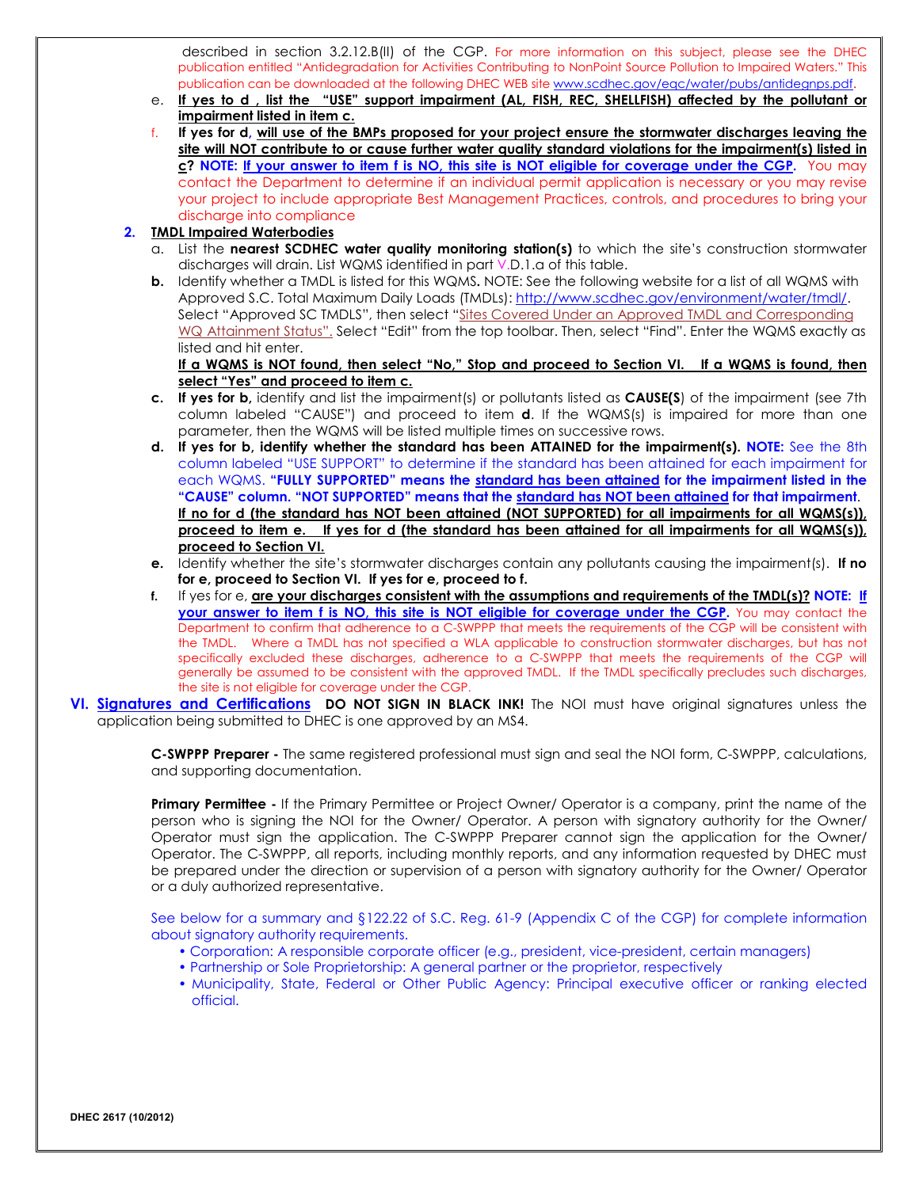described in section 3.2.12.B(II) of the CGP. For more information on this subject, please see the DHEC publication entitled "Antidegradation for Activities Contributing to NonPoint Source Pollution to Impaired Waters." This publication can be downloaded at the following DHEC WEB site www.scdhec.gov/eqc/water/pubs/antidegnps.pdf.

e. **If yes to d , list the "USE" support impairment (AL, FISH, REC, SHELLFISH) affected by the pollutant or impairment listed in item c.**

f. **If yes for d, will use of the BMPs proposed for your project ensure the stormwater discharges leaving the site will NOT contribute to or cause further water quality standard violations for the impairment(s) listed in c? NOTE: If your answer to item f is NO, this site is NOT eligible for coverage under the CGP.** You may contact the Department to determine if an individual permit application is necessary or you may revise your project to include appropriate Best Management Practices, controls, and procedures to bring your discharge into compliance

**2. TMDL Impaired Waterbodies**

a. List the **nearest SCDHEC water quality monitoring station(s)** to which the site's construction stormwater discharges will drain. List WQMS identified in part V.D.1.a of this table.

**b.** Identify whether a TMDL is listed for this WQMS**.** NOTE: See the following website for a list of all WQMS with Approved S.C. Total Maximum Daily Loads (TMDLs): http://www.scdhec.gov/environment/water/tmdl/. Select "Approved SC TMDLS", then select "Sites Covered Under an Approved TMDL and Corresponding WQ Attainment Status". Select "Edit" from the top toolbar. Then, select "Find". Enter the WQMS exactly as listed and hit enter.

**If a WQMS is NOT found, then select "No," Stop and proceed to Section VI. If a WQMS is found, then select "Yes" and proceed to item c.**

**c.** **If yes for b,** identify and list the impairment(s) or pollutants listed as **CAUSE(S**) of the impairment (see 7th column labeled "CAUSE") and proceed to item **d**. If the WQMS(s) is impaired for more than one parameter, then the WQMS will be listed multiple times on successive rows.

**d.** **If yes for b, identify whether the standard has been ATTAINED for the impairment(s). NOTE:** See the 8th column labeled "USE SUPPORT" to determine if the standard has been attained for each impairment for each WQMS. **"FULLY SUPPORTED" means the standard has been attained for the impairment listed in the "CAUSE" column. "NOT SUPPORTED" means that the standard has NOT been attained for that impairment.** **If no for d (the standard has NOT been attained (NOT SUPPORTED) for all impairments for all WQMS(s)), proceed to item e. If yes for d (the standard has been attained for all impairments for all WQMS(s)), proceed to Section VI.**

**e.** Identify whether the site's stormwater discharges contain any pollutants causing the impairment(s). **If no for e, proceed to Section VI. If yes for e, proceed to f.**

**f.** If yes for e, **are your discharges consistent with the assumptions and requirements of the TMDL(s)? NOTE: If your answer to item f is NO, this site is NOT eligible for coverage under the CGP.** You may contact the Department to confirm that adherence to a C-SWPPP that meets the requirements of the CGP will be consistent with the TMDL. Where a TMDL has not specified a WLA applicable to construction stormwater discharges, but has not specifically excluded these discharges, adherence to a C-SWPPP that meets the requirements of the CGP will generally be assumed to be consistent with the approved TMDL. If the TMDL specifically precludes such discharges, the site is not eligible for coverage under the CGP.

## VI. Signatures and Certifications **DO NOT SIGN IN BLACK INK!** The NOI must have original signatures unless the application being submitted to DHEC is one approved by an MS4.

**C-SWPPP Preparer -** The same registered professional must sign and seal the NOI form, C-SWPPP, calculations, and supporting documentation.

**Primary Permittee -** If the Primary Permittee or Project Owner/ Operator is a company, print the name of the person who is signing the NOI for the Owner/ Operator. A person with signatory authority for the Owner/ Operator must sign the application. The C-SWPPP Preparer cannot sign the application for the Owner/ Operator. The C-SWPPP, all reports, including monthly reports, and any information requested by DHEC must be prepared under the direction or supervision of a person with signatory authority for the Owner/ Operator or a duly authorized representative.

See below for a summary and §122.22 of S.C. Reg. 61-9 (Appendix C of the CGP) for complete information about signatory authority requirements.

- Corporation: A responsible corporate officer (e.g., president, vice-president, certain managers)
- Partnership or Sole Proprietorship: A general partner or the proprietor, respectively
- Municipality, State, Federal or Other Public Agency: Principal executive officer or ranking elected official.

DHEC 2617 (10/2012)